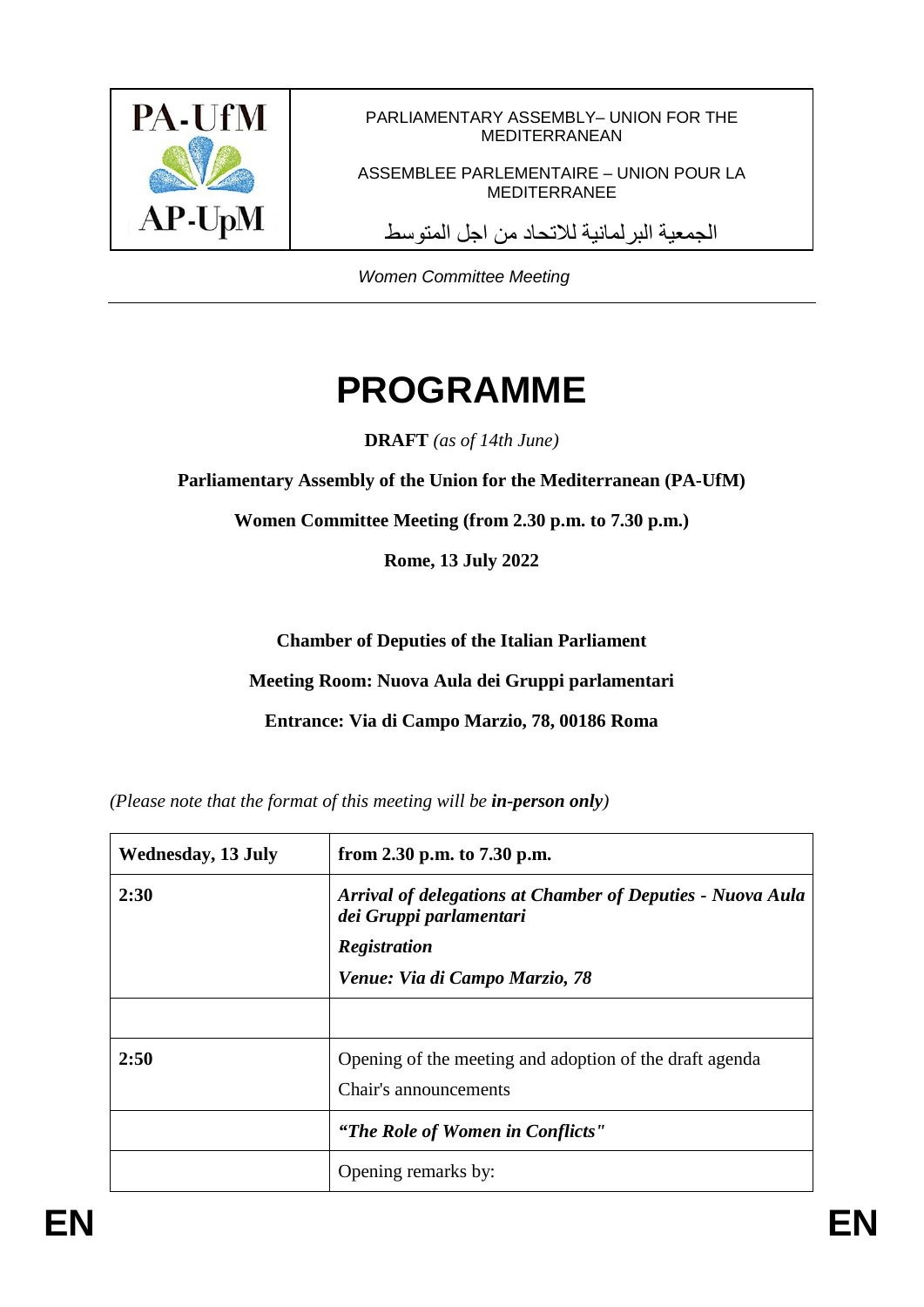| PA-UfM AP-UpM | PARLIAMENTARY ASSEMBLY– UNION FOR THE MEDITERRANEAN<br><br>ASSEMBLEE PARLEMENTAIRE – UNION POUR LA MEDITERRANEE<br><br>الجمعية البرلمانية للاتحاد من اجل المتوسط |
|---|---|

*Women Committee Meeting*

# PROGRAMME

**DRAFT** *(as of 14th June)*

**Parliamentary Assembly of the Union for the Mediterranean (PA-UfM)**

**Women Committee Meeting (from 2.30 p.m. to 7.30 p.m.)**

**Rome, 13 July 2022**

**Chamber of Deputies of the Italian Parliament**

**Meeting Room: Nuova Aula dei Gruppi parlamentari**

**Entrance: Via di Campo Marzio, 78, 00186 Roma**

*(Please note that the format of this meeting will be* ***in-person only****)*

| **Wednesday, 13 July** | **from 2.30 p.m. to 7.30 p.m.** |
|---|---|
| **2:30** | ***Arrival of delegations at Chamber of Deputies - Nuova Aula dei Gruppi parlamentari***<br>***Registration***<br>***Venue: Via di Campo Marzio, 78*** |
| | |
| **2:50** | Opening of the meeting and adoption of the draft agenda<br>Chair's announcements |
| | ***"The Role of Women in Conflicts"*** |
| | Opening remarks by: |

EN EN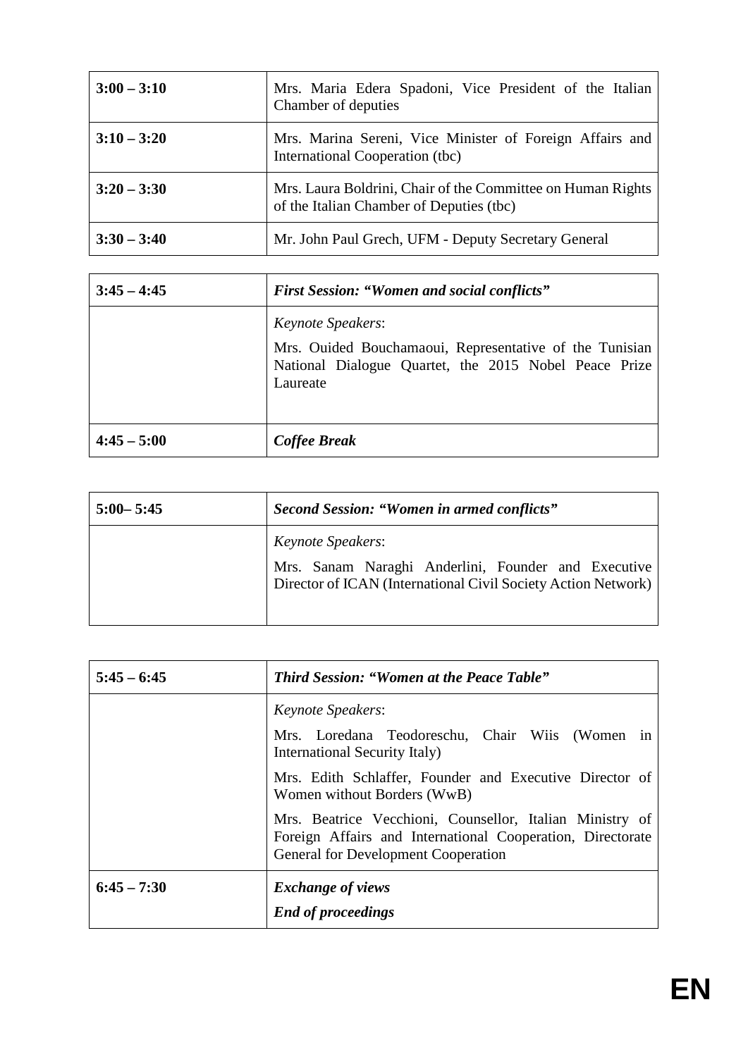| | |
|---|---|
| **3:00 – 3:10** | Mrs. Maria Edera Spadoni, Vice President of the Italian Chamber of deputies |
| **3:10 – 3:20** | Mrs. Marina Sereni, Vice Minister of Foreign Affairs and International Cooperation (tbc) |
| **3:20 – 3:30** | Mrs. Laura Boldrini, Chair of the Committee on Human Rights of the Italian Chamber of Deputies (tbc) |
| **3:30 – 3:40** | Mr. John Paul Grech, UFM - Deputy Secretary General |

| | |
|---|---|
| **3:45 – 4:45** | ***First Session: "Women and social conflicts"*** |
| | *Keynote Speakers*: Mrs. Ouided Bouchamaoui, Representative of the Tunisian National Dialogue Quartet, the 2015 Nobel Peace Prize Laureate |
| **4:45 – 5:00** | ***Coffee Break*** |

| | |
|---|---|
| **5:00– 5:45** | ***Second Session: "Women in armed conflicts"*** |
| | *Keynote Speakers*: Mrs. Sanam Naraghi Anderlini, Founder and Executive Director of ICAN (International Civil Society Action Network) |

| | |
|---|---|
| **5:45 – 6:45** | ***Third Session: "Women at the Peace Table"*** |
| | *Keynote Speakers*: Mrs. Loredana Teodoreschu, Chair Wiis (Women in International Security Italy) Mrs. Edith Schlaffer, Founder and Executive Director of Women without Borders (WwB) Mrs. Beatrice Vecchioni, Counsellor, Italian Ministry of Foreign Affairs and International Cooperation, Directorate General for Development Cooperation |
| **6:45 – 7:30** | ***Exchange of views*** ***End of proceedings*** |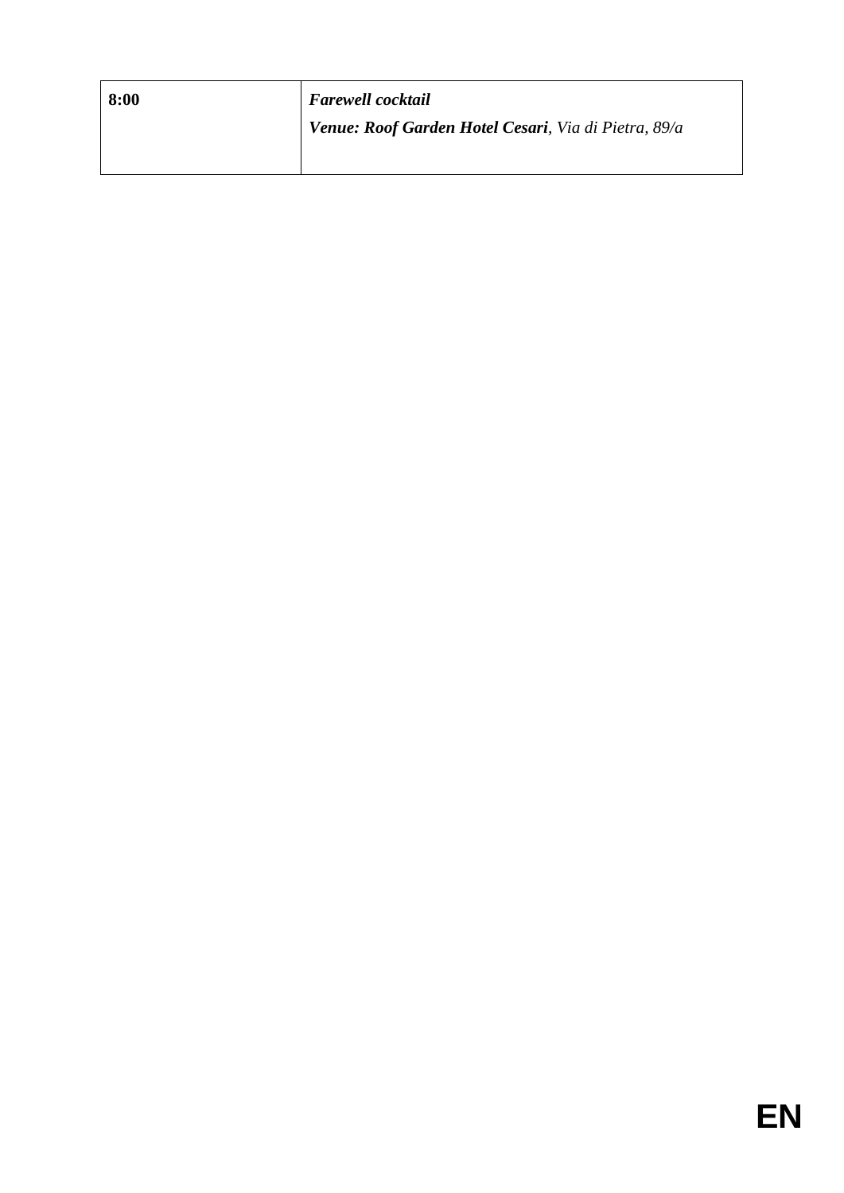| | |
|---|---|
| **8:00** | ***Farewell cocktail***<br>***Venue: Roof Garden Hotel Cesari****, Via di Pietra, 89/a* |